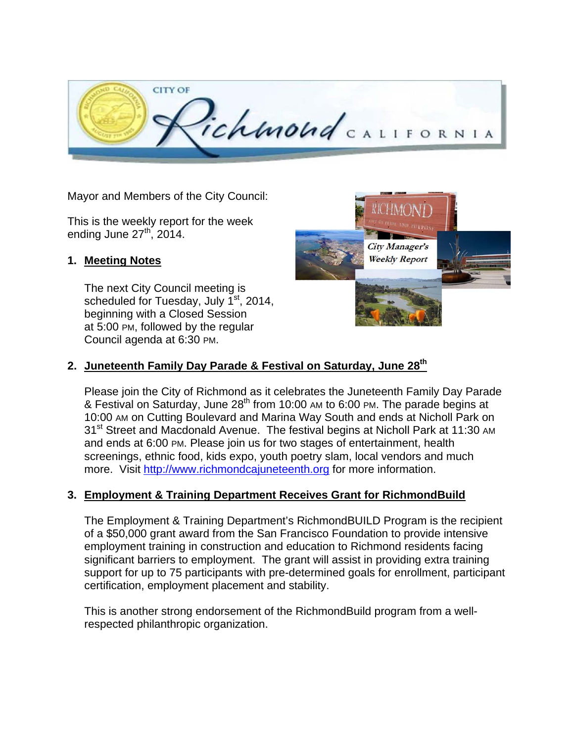Mayor and Members of the City Council:

This is the weekly report for the week ending June 27th, 2014.

1. **Meeting Notes**

   The next City Council meeting is scheduled for Tuesday, July 1st, 2014, beginning with a Closed Session at 5:00 PM, followed by the regular Council agenda at 6:30 PM.

2. **Juneteenth Family Day Parade & Festival on Saturday, June 28th**

   Please join the City of Richmond as it celebrates the Juneteenth Family Day Parade & Festival on Saturday, June 28th from 10:00 AM to 6:00 PM. The parade begins at 10:00 AM on Cutting Boulevard and Marina Way South and ends at Nicholl Park on 31st Street and Macdonald Avenue. The festival begins at Nicholl Park at 11:30 AM and ends at 6:00 PM. Please join us for two stages of entertainment, health screenings, ethnic food, kids expo, youth poetry slam, local vendors and much more. Visit http://www.richmondcajuneteenth.org for more information.

3. **Employment & Training Department Receives Grant for RichmondBuild**

   The Employment & Training Department's RichmondBUILD Program is the recipient of a $50,000 grant award from the San Francisco Foundation to provide intensive employment training in construction and education to Richmond residents facing significant barriers to employment. The grant will assist in providing extra training support for up to 75 participants with pre-determined goals for enrollment, participant certification, employment placement and stability.

   This is another strong endorsement of the RichmondBuild program from a well-respected philanthropic organization.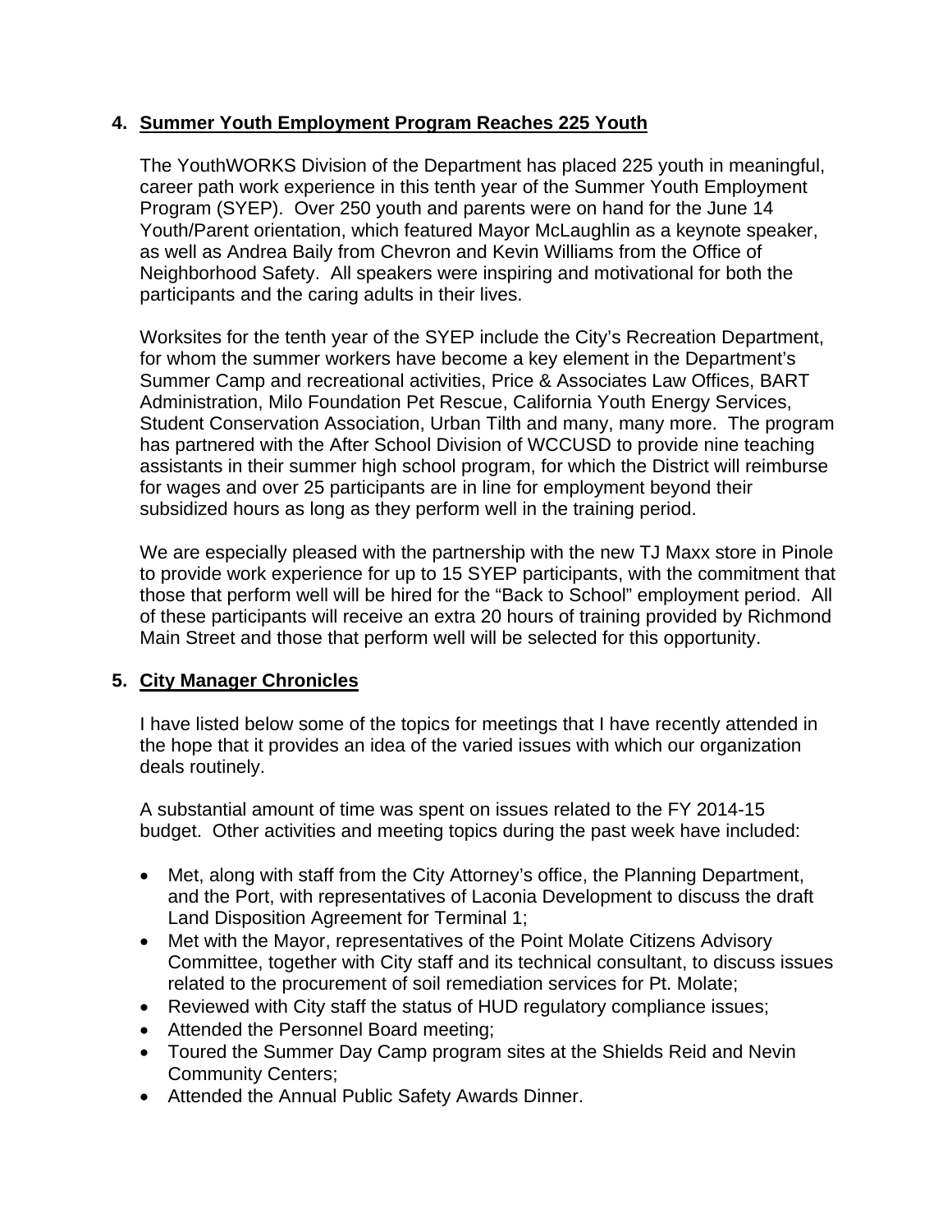## 4. Summer Youth Employment Program Reaches 225 Youth

The YouthWORKS Division of the Department has placed 225 youth in meaningful, career path work experience in this tenth year of the Summer Youth Employment Program (SYEP). Over 250 youth and parents were on hand for the June 14 Youth/Parent orientation, which featured Mayor McLaughlin as a keynote speaker, as well as Andrea Baily from Chevron and Kevin Williams from the Office of Neighborhood Safety. All speakers were inspiring and motivational for both the participants and the caring adults in their lives.

Worksites for the tenth year of the SYEP include the City's Recreation Department, for whom the summer workers have become a key element in the Department's Summer Camp and recreational activities, Price & Associates Law Offices, BART Administration, Milo Foundation Pet Rescue, California Youth Energy Services, Student Conservation Association, Urban Tilth and many, many more. The program has partnered with the After School Division of WCCUSD to provide nine teaching assistants in their summer high school program, for which the District will reimburse for wages and over 25 participants are in line for employment beyond their subsidized hours as long as they perform well in the training period.

We are especially pleased with the partnership with the new TJ Maxx store in Pinole to provide work experience for up to 15 SYEP participants, with the commitment that those that perform well will be hired for the "Back to School" employment period. All of these participants will receive an extra 20 hours of training provided by Richmond Main Street and those that perform well will be selected for this opportunity.

## 5. City Manager Chronicles

I have listed below some of the topics for meetings that I have recently attended in the hope that it provides an idea of the varied issues with which our organization deals routinely.

A substantial amount of time was spent on issues related to the FY 2014-15 budget. Other activities and meeting topics during the past week have included:

- Met, along with staff from the City Attorney's office, the Planning Department, and the Port, with representatives of Laconia Development to discuss the draft Land Disposition Agreement for Terminal 1;
- Met with the Mayor, representatives of the Point Molate Citizens Advisory Committee, together with City staff and its technical consultant, to discuss issues related to the procurement of soil remediation services for Pt. Molate;
- Reviewed with City staff the status of HUD regulatory compliance issues;
- Attended the Personnel Board meeting;
- Toured the Summer Day Camp program sites at the Shields Reid and Nevin Community Centers;
- Attended the Annual Public Safety Awards Dinner.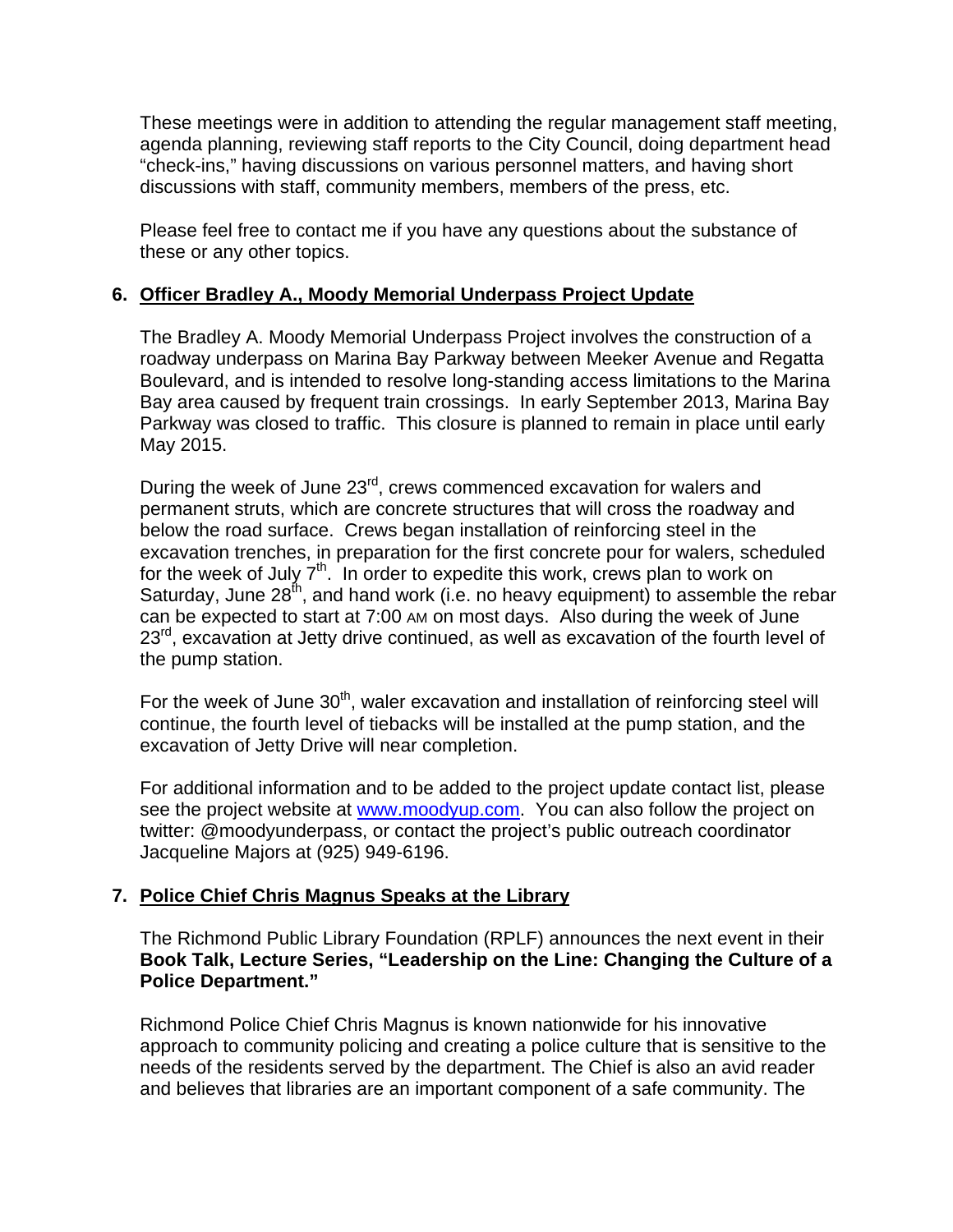These meetings were in addition to attending the regular management staff meeting, agenda planning, reviewing staff reports to the City Council, doing department head "check-ins," having discussions on various personnel matters, and having short discussions with staff, community members, members of the press, etc.

Please feel free to contact me if you have any questions about the substance of these or any other topics.

## 6. Officer Bradley A., Moody Memorial Underpass Project Update

The Bradley A. Moody Memorial Underpass Project involves the construction of a roadway underpass on Marina Bay Parkway between Meeker Avenue and Regatta Boulevard, and is intended to resolve long-standing access limitations to the Marina Bay area caused by frequent train crossings. In early September 2013, Marina Bay Parkway was closed to traffic. This closure is planned to remain in place until early May 2015.

During the week of June 23rd, crews commenced excavation for walers and permanent struts, which are concrete structures that will cross the roadway and below the road surface. Crews began installation of reinforcing steel in the excavation trenches, in preparation for the first concrete pour for walers, scheduled for the week of July 7th. In order to expedite this work, crews plan to work on Saturday, June 28th, and hand work (i.e. no heavy equipment) to assemble the rebar can be expected to start at 7:00 AM on most days. Also during the week of June 23rd, excavation at Jetty drive continued, as well as excavation of the fourth level of the pump station.

For the week of June 30th, waler excavation and installation of reinforcing steel will continue, the fourth level of tiebacks will be installed at the pump station, and the excavation of Jetty Drive will near completion.

For additional information and to be added to the project update contact list, please see the project website at www.moodyup.com. You can also follow the project on twitter: @moodyunderpass, or contact the project's public outreach coordinator Jacqueline Majors at (925) 949-6196.

## 7. Police Chief Chris Magnus Speaks at the Library

The Richmond Public Library Foundation (RPLF) announces the next event in their **Book Talk, Lecture Series, "Leadership on the Line: Changing the Culture of a Police Department."**

Richmond Police Chief Chris Magnus is known nationwide for his innovative approach to community policing and creating a police culture that is sensitive to the needs of the residents served by the department. The Chief is also an avid reader and believes that libraries are an important component of a safe community. The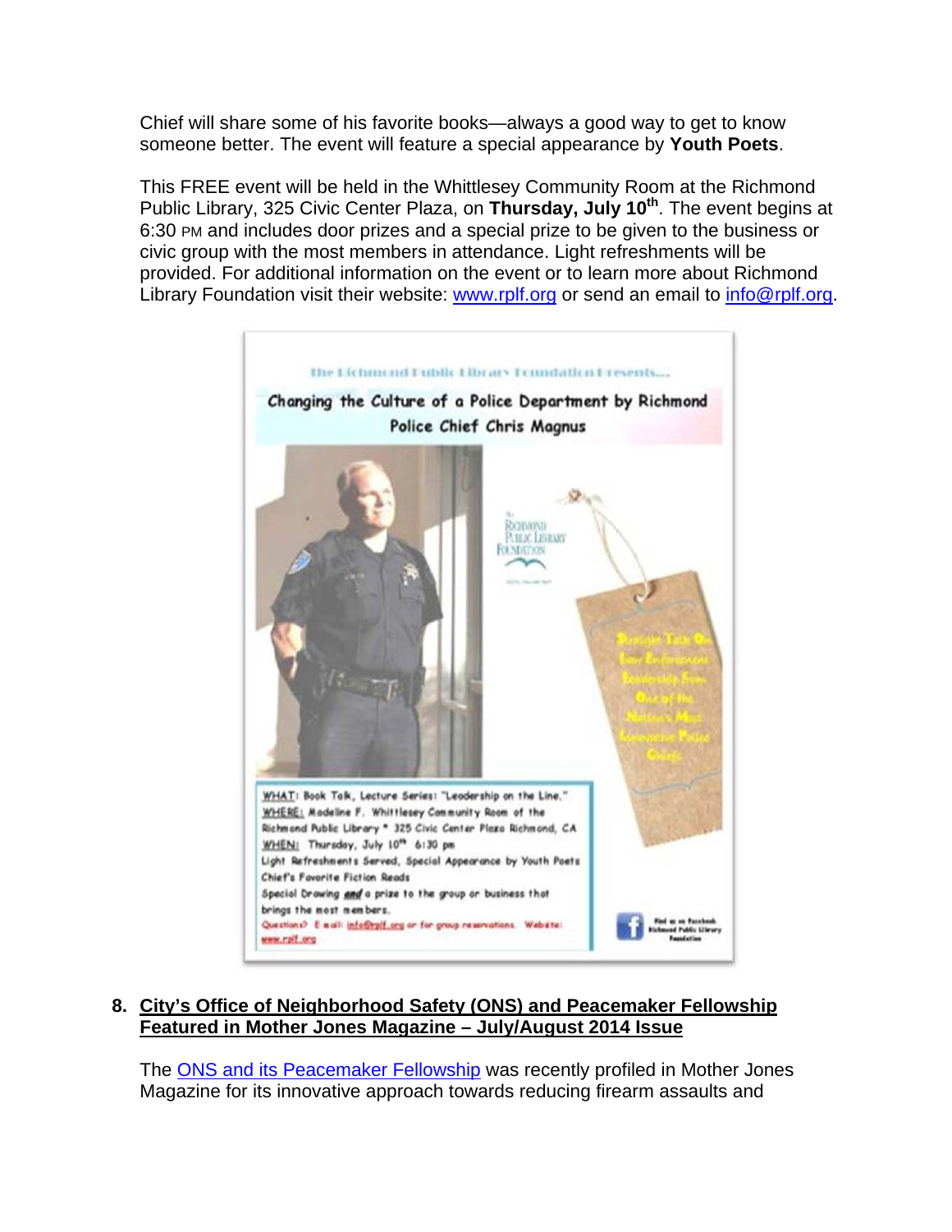Chief will share some of his favorite books—always a good way to get to know someone better. The event will feature a special appearance by **Youth Poets**.

This FREE event will be held in the Whittlesey Community Room at the Richmond Public Library, 325 Civic Center Plaza, on **Thursday, July 10th**. The event begins at 6:30 PM and includes door prizes and a special prize to be given to the business or civic group with the most members in attendance. Light refreshments will be provided. For additional information on the event or to learn more about Richmond Library Foundation visit their website: www.rplf.org or send an email to info@rplf.org.

The Richmond Public Library Foundation Presents...

Changing the Culture of a Police Department by Richmond Police Chief Chris Magnus

Straight Talk On Law Enforcement Leadership from One of the Nation's Most Innovative Police Chiefs

WHAT: Book Talk, Lecture Series: "Leadership on the Line."
WHERE: Madeline F. Whittlesey Community Room of the Richmond Public Library * 325 Civic Center Plaza Richmond, CA
WHEN: Thursday, July 10th 6:30 pm
Light Refreshments Served, Special Appearance by Youth Poets
Chief's Favorite Fiction Reads
Special Drawing *and* a prize to the group or business that brings the most members.
Questions? E mail: info@rplf.org or for group reservations. Website: www.rplf.org

Find us on Facebook Richmond Public Library Foundation

8. **City's Office of Neighborhood Safety (ONS) and Peacemaker Fellowship Featured in Mother Jones Magazine – July/August 2014 Issue**

The ONS and its Peacemaker Fellowship was recently profiled in Mother Jones Magazine for its innovative approach towards reducing firearm assaults and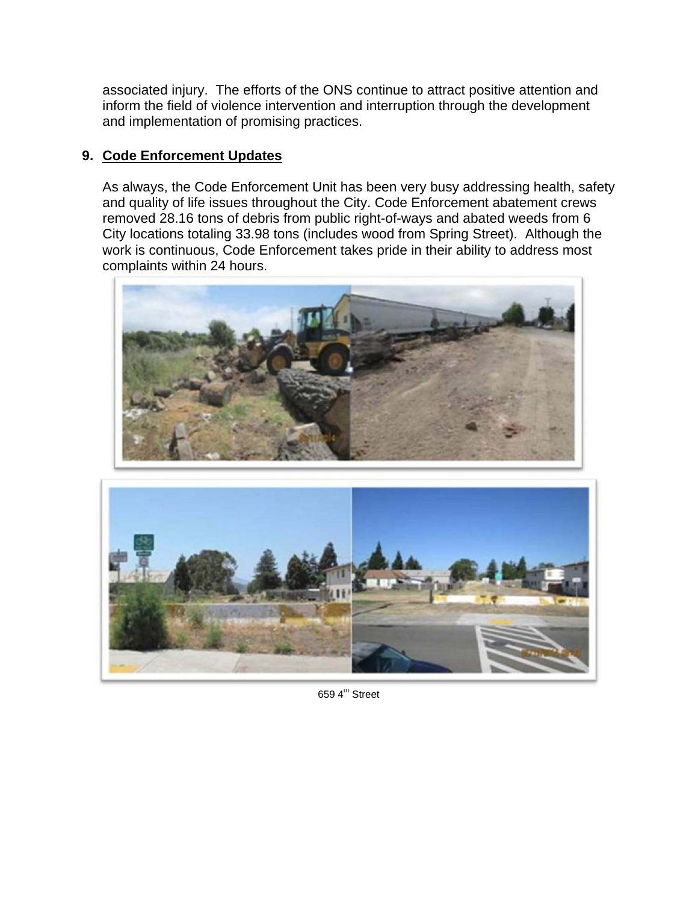associated injury. The efforts of the ONS continue to attract positive attention and inform the field of violence intervention and interruption through the development and implementation of promising practices.

9. **Code Enforcement Updates**

As always, the Code Enforcement Unit has been very busy addressing health, safety and quality of life issues throughout the City. Code Enforcement abatement crews removed 28.16 tons of debris from public right-of-ways and abated weeds from 6 City locations totaling 33.98 tons (includes wood from Spring Street). Although the work is continuous, Code Enforcement takes pride in their ability to address most complaints within 24 hours.

659 4th Street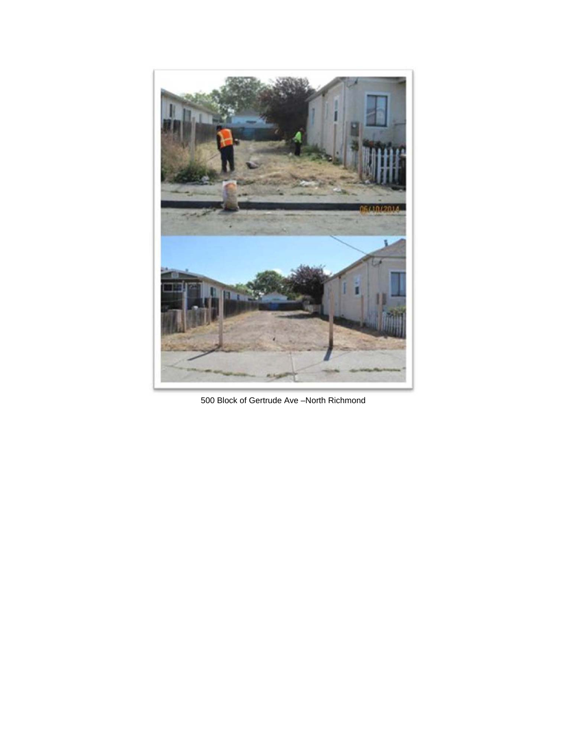500 Block of Gertrude Ave –North Richmond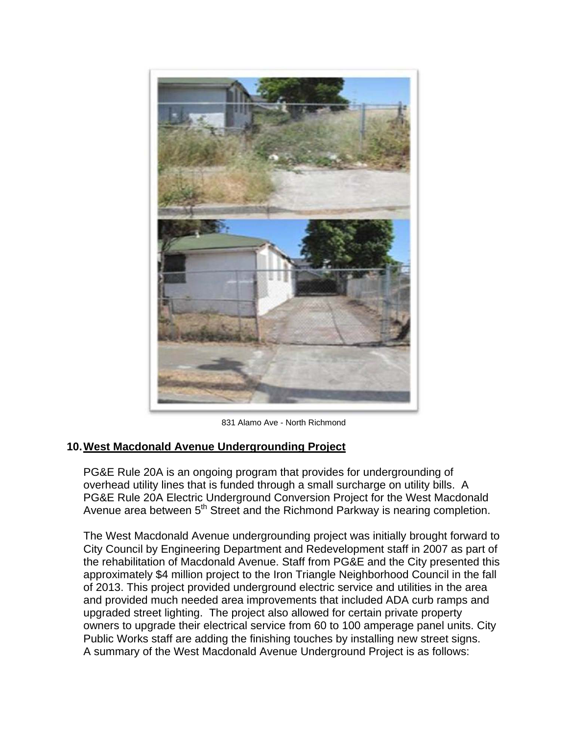831 Alamo Ave - North Richmond

## 10. West Macdonald Avenue Undergrounding Project

PG&E Rule 20A is an ongoing program that provides for undergrounding of overhead utility lines that is funded through a small surcharge on utility bills. A PG&E Rule 20A Electric Underground Conversion Project for the West Macdonald Avenue area between 5th Street and the Richmond Parkway is nearing completion.

The West Macdonald Avenue undergrounding project was initially brought forward to City Council by Engineering Department and Redevelopment staff in 2007 as part of the rehabilitation of Macdonald Avenue. Staff from PG&E and the City presented this approximately $4 million project to the Iron Triangle Neighborhood Council in the fall of 2013. This project provided underground electric service and utilities in the area and provided much needed area improvements that included ADA curb ramps and upgraded street lighting. The project also allowed for certain private property owners to upgrade their electrical service from 60 to 100 amperage panel units. City Public Works staff are adding the finishing touches by installing new street signs. A summary of the West Macdonald Avenue Underground Project is as follows: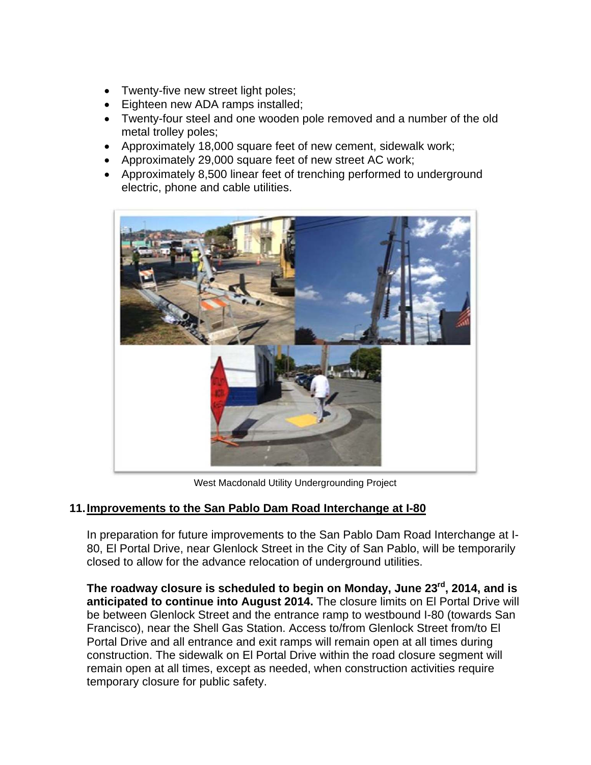- Twenty-five new street light poles;
- Eighteen new ADA ramps installed;
- Twenty-four steel and one wooden pole removed and a number of the old metal trolley poles;
- Approximately 18,000 square feet of new cement, sidewalk work;
- Approximately 29,000 square feet of new street AC work;
- Approximately 8,500 linear feet of trenching performed to underground electric, phone and cable utilities.

West Macdonald Utility Undergrounding Project

## 11. Improvements to the San Pablo Dam Road Interchange at I-80

In preparation for future improvements to the San Pablo Dam Road Interchange at I-80, El Portal Drive, near Glenlock Street in the City of San Pablo, will be temporarily closed to allow for the advance relocation of underground utilities.

**The roadway closure is scheduled to begin on Monday, June 23rd, 2014, and is anticipated to continue into August 2014.** The closure limits on El Portal Drive will be between Glenlock Street and the entrance ramp to westbound I-80 (towards San Francisco), near the Shell Gas Station. Access to/from Glenlock Street from/to El Portal Drive and all entrance and exit ramps will remain open at all times during construction. The sidewalk on El Portal Drive within the road closure segment will remain open at all times, except as needed, when construction activities require temporary closure for public safety.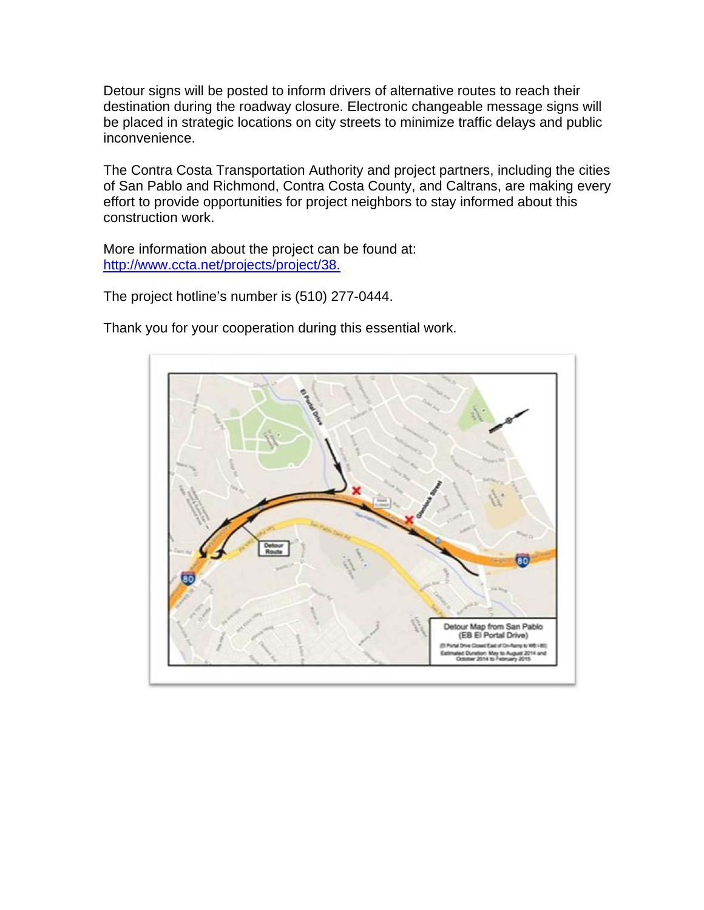Detour signs will be posted to inform drivers of alternative routes to reach their destination during the roadway closure. Electronic changeable message signs will be placed in strategic locations on city streets to minimize traffic delays and public inconvenience.

The Contra Costa Transportation Authority and project partners, including the cities of San Pablo and Richmond, Contra Costa County, and Caltrans, are making every effort to provide opportunities for project neighbors to stay informed about this construction work.

More information about the project can be found at:
[http://www.ccta.net/projects/project/38.](http://www.ccta.net/projects/project/38)

The project hotline's number is (510) 277-0444.

Thank you for your cooperation during this essential work.

Detour Map from San Pablo (EB El Portal Drive)

(El Portal Drive Closed East of On-Ramp to WB I-80)
Estimated Duration: May to August 2014 and October 2014 to February 2015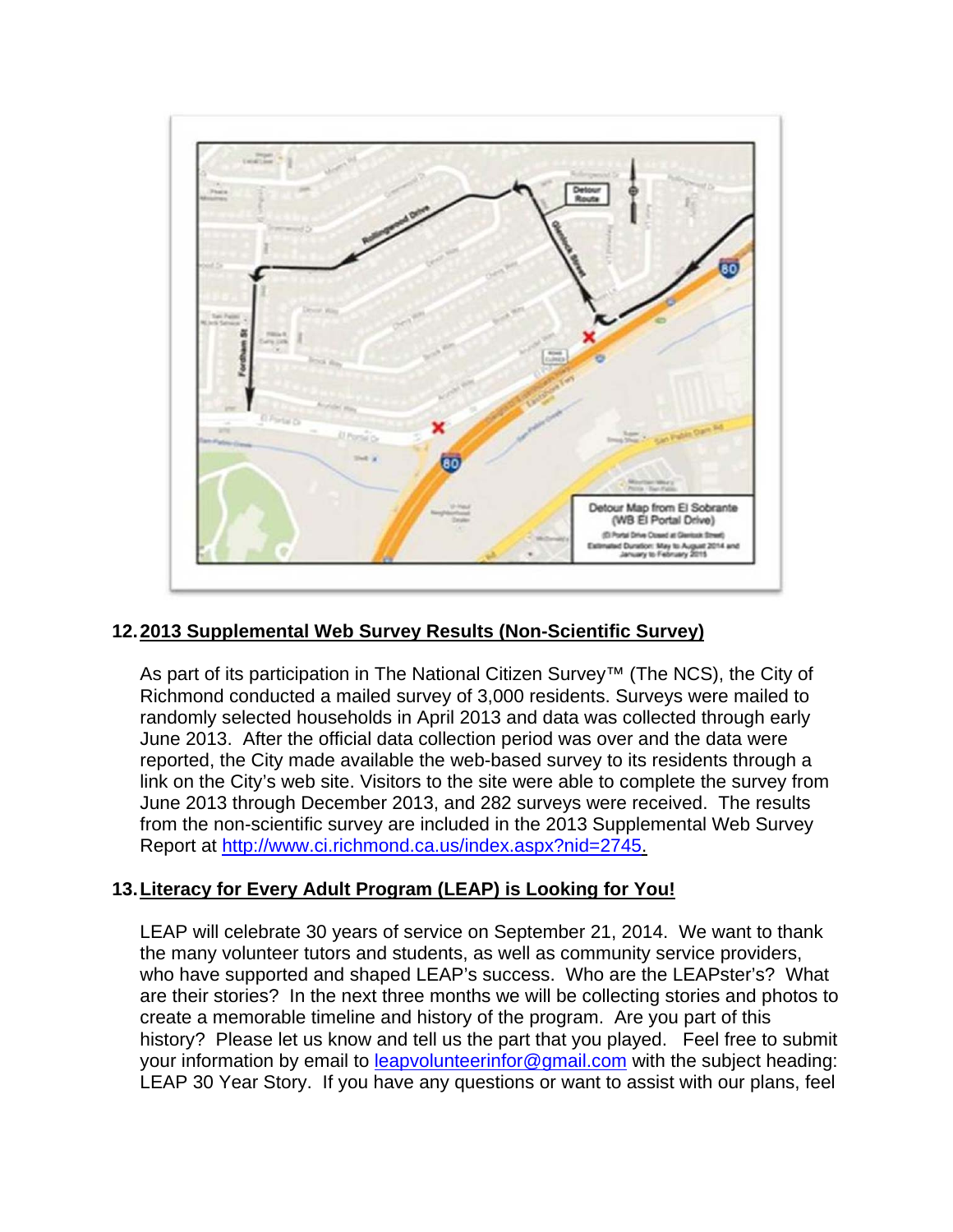## 12. 2013 Supplemental Web Survey Results (Non-Scientific Survey)

As part of its participation in The National Citizen Survey™ (The NCS), the City of Richmond conducted a mailed survey of 3,000 residents. Surveys were mailed to randomly selected households in April 2013 and data was collected through early June 2013. After the official data collection period was over and the data were reported, the City made available the web-based survey to its residents through a link on the City's web site. Visitors to the site were able to complete the survey from June 2013 through December 2013, and 282 surveys were received. The results from the non-scientific survey are included in the 2013 Supplemental Web Survey Report at http://www.ci.richmond.ca.us/index.aspx?nid=2745.

## 13. Literacy for Every Adult Program (LEAP) is Looking for You!

LEAP will celebrate 30 years of service on September 21, 2014. We want to thank the many volunteer tutors and students, as well as community service providers, who have supported and shaped LEAP's success. Who are the LEAPster's? What are their stories? In the next three months we will be collecting stories and photos to create a memorable timeline and history of the program. Are you part of this history? Please let us know and tell us the part that you played. Feel free to submit your information by email to leapvolunteerinfor@gmail.com with the subject heading: LEAP 30 Year Story. If you have any questions or want to assist with our plans, feel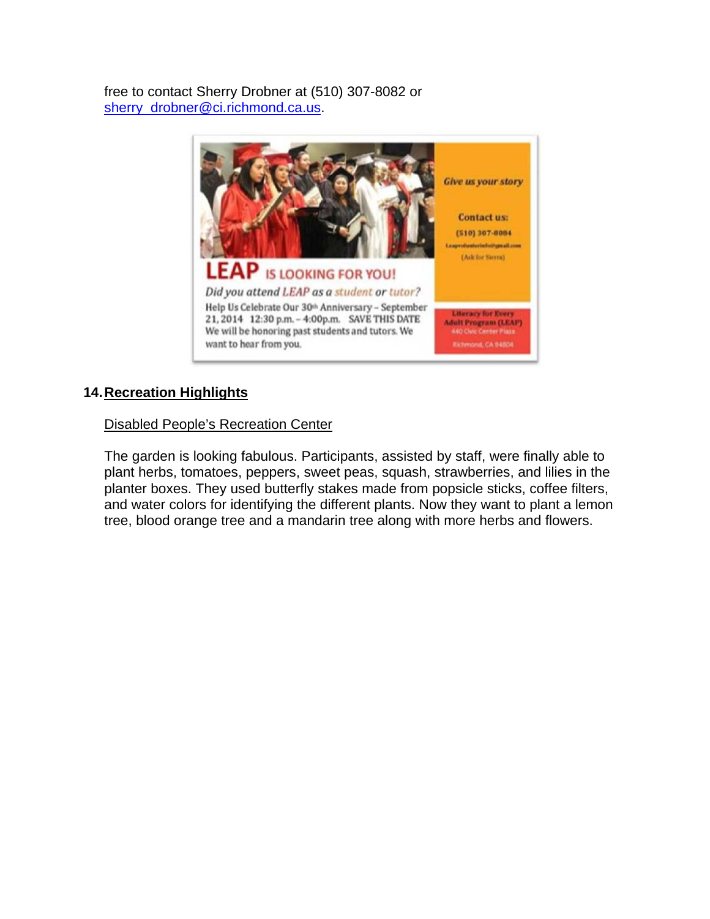free to contact Sherry Drobner at (510) 307-8082 or [sherry_drobner@ci.richmond.ca.us](mailto:sherry_drobner@ci.richmond.ca.us).

**LEAP IS LOOKING FOR YOU!**

*Did you attend LEAP as a student or tutor?*

Help Us Celebrate Our 30th Anniversary – September 21, 2014 12:30 p.m. – 4:00p.m. SAVE THIS DATE We will be honoring past students and tutors. We want to hear from you.

*Give us your story*

Contact us:
(510) 307-8084
Leapvolunteerinfo@gmail.com
(Ask for Sierra)

Literacy for Every Adult Program (LEAP)
440 Civic Center Plaza
Richmond, CA 94804

## 14. Recreation Highlights

Disabled People's Recreation Center

The garden is looking fabulous. Participants, assisted by staff, were finally able to plant herbs, tomatoes, peppers, sweet peas, squash, strawberries, and lilies in the planter boxes. They used butterfly stakes made from popsicle sticks, coffee filters, and water colors for identifying the different plants. Now they want to plant a lemon tree, blood orange tree and a mandarin tree along with more herbs and flowers.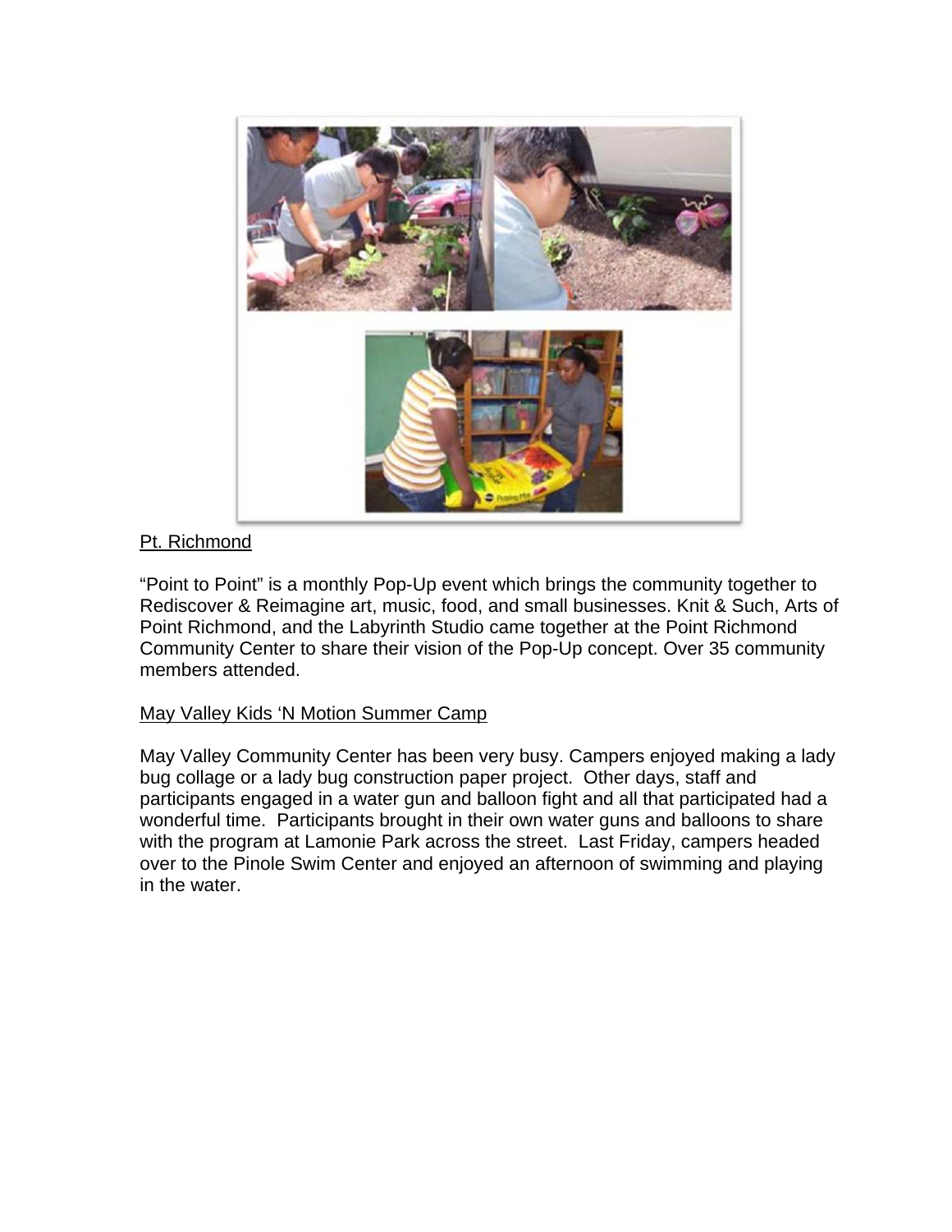<u>Pt. Richmond</u>

"Point to Point" is a monthly Pop-Up event which brings the community together to Rediscover & Reimagine art, music, food, and small businesses. Knit & Such, Arts of Point Richmond, and the Labyrinth Studio came together at the Point Richmond Community Center to share their vision of the Pop-Up concept. Over 35 community members attended.

<u>May Valley Kids 'N Motion Summer Camp</u>

May Valley Community Center has been very busy. Campers enjoyed making a lady bug collage or a lady bug construction paper project. Other days, staff and participants engaged in a water gun and balloon fight and all that participated had a wonderful time. Participants brought in their own water guns and balloons to share with the program at Lamonie Park across the street. Last Friday, campers headed over to the Pinole Swim Center and enjoyed an afternoon of swimming and playing in the water.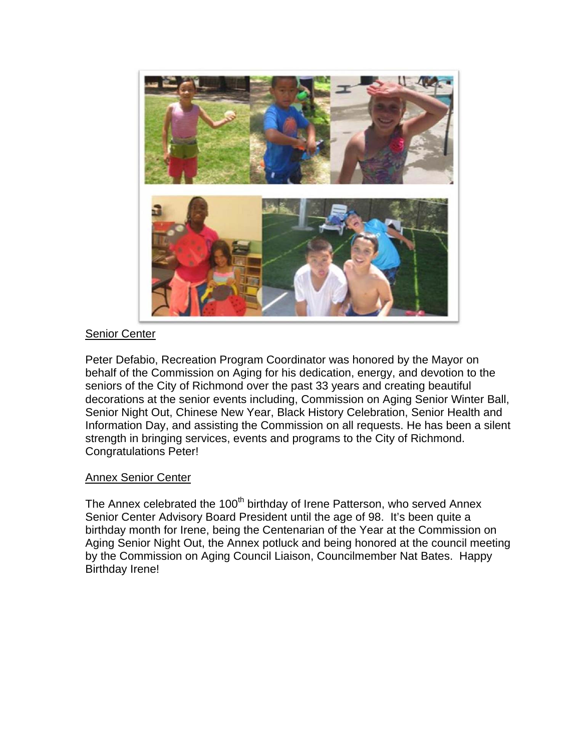<u>Senior Center</u>

Peter Defabio, Recreation Program Coordinator was honored by the Mayor on behalf of the Commission on Aging for his dedication, energy, and devotion to the seniors of the City of Richmond over the past 33 years and creating beautiful decorations at the senior events including, Commission on Aging Senior Winter Ball, Senior Night Out, Chinese New Year, Black History Celebration, Senior Health and Information Day, and assisting the Commission on all requests. He has been a silent strength in bringing services, events and programs to the City of Richmond. Congratulations Peter!

<u>Annex Senior Center</u>

The Annex celebrated the 100th birthday of Irene Patterson, who served Annex Senior Center Advisory Board President until the age of 98. It's been quite a birthday month for Irene, being the Centenarian of the Year at the Commission on Aging Senior Night Out, the Annex potluck and being honored at the council meeting by the Commission on Aging Council Liaison, Councilmember Nat Bates. Happy Birthday Irene!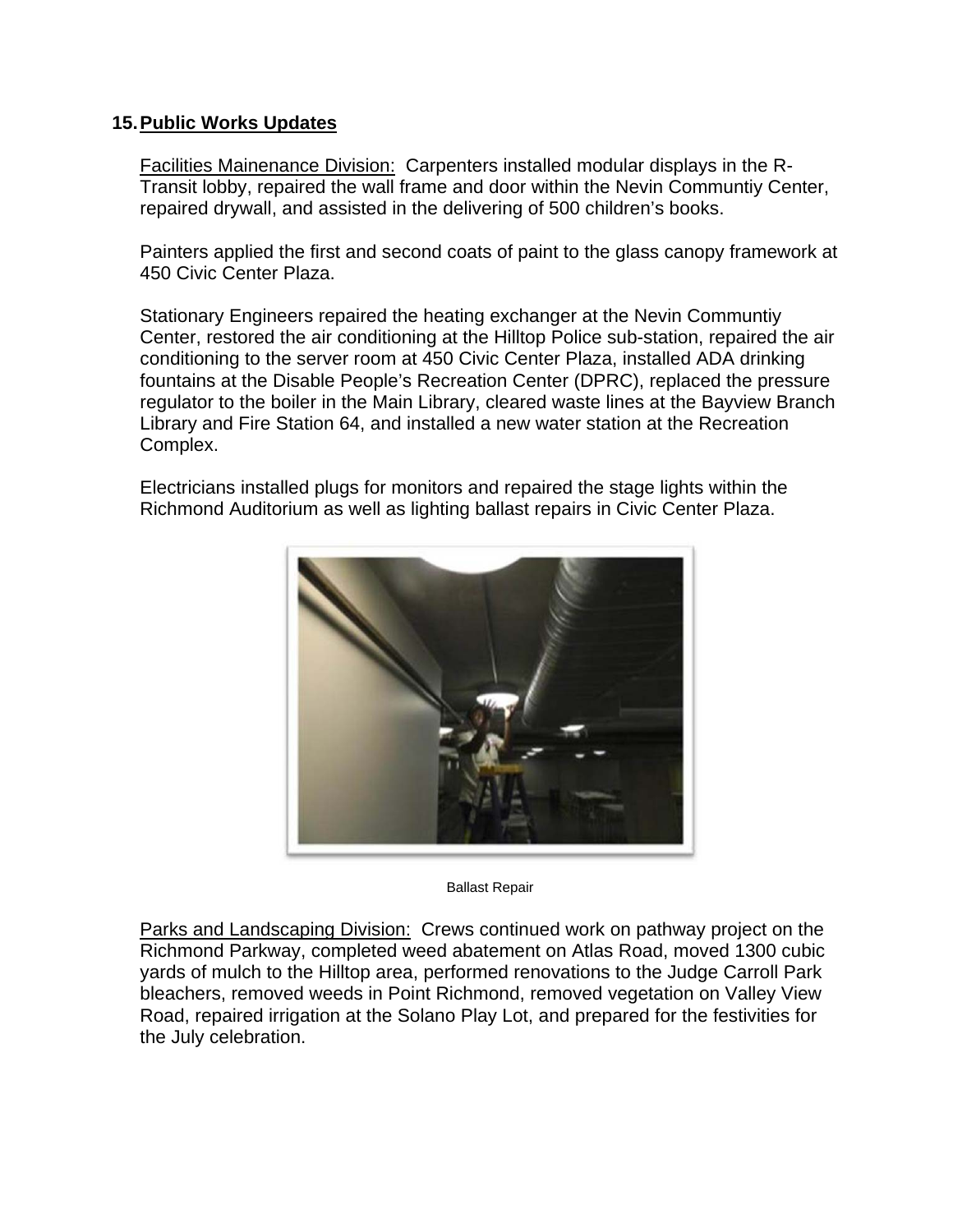**15. Public Works Updates**

Facilities Mainenance Division: Carpenters installed modular displays in the R-Transit lobby, repaired the wall frame and door within the Nevin Communtiy Center, repaired drywall, and assisted in the delivering of 500 children's books.

Painters applied the first and second coats of paint to the glass canopy framework at 450 Civic Center Plaza.

Stationary Engineers repaired the heating exchanger at the Nevin Communtiy Center, restored the air conditioning at the Hilltop Police sub-station, repaired the air conditioning to the server room at 450 Civic Center Plaza, installed ADA drinking fountains at the Disable People's Recreation Center (DPRC), replaced the pressure regulator to the boiler in the Main Library, cleared waste lines at the Bayview Branch Library and Fire Station 64, and installed a new water station at the Recreation Complex.

Electricians installed plugs for monitors and repaired the stage lights within the Richmond Auditorium as well as lighting ballast repairs in Civic Center Plaza.

Ballast Repair

Parks and Landscaping Division: Crews continued work on pathway project on the Richmond Parkway, completed weed abatement on Atlas Road, moved 1300 cubic yards of mulch to the Hilltop area, performed renovations to the Judge Carroll Park bleachers, removed weeds in Point Richmond, removed vegetation on Valley View Road, repaired irrigation at the Solano Play Lot, and prepared for the festivities for the July celebration.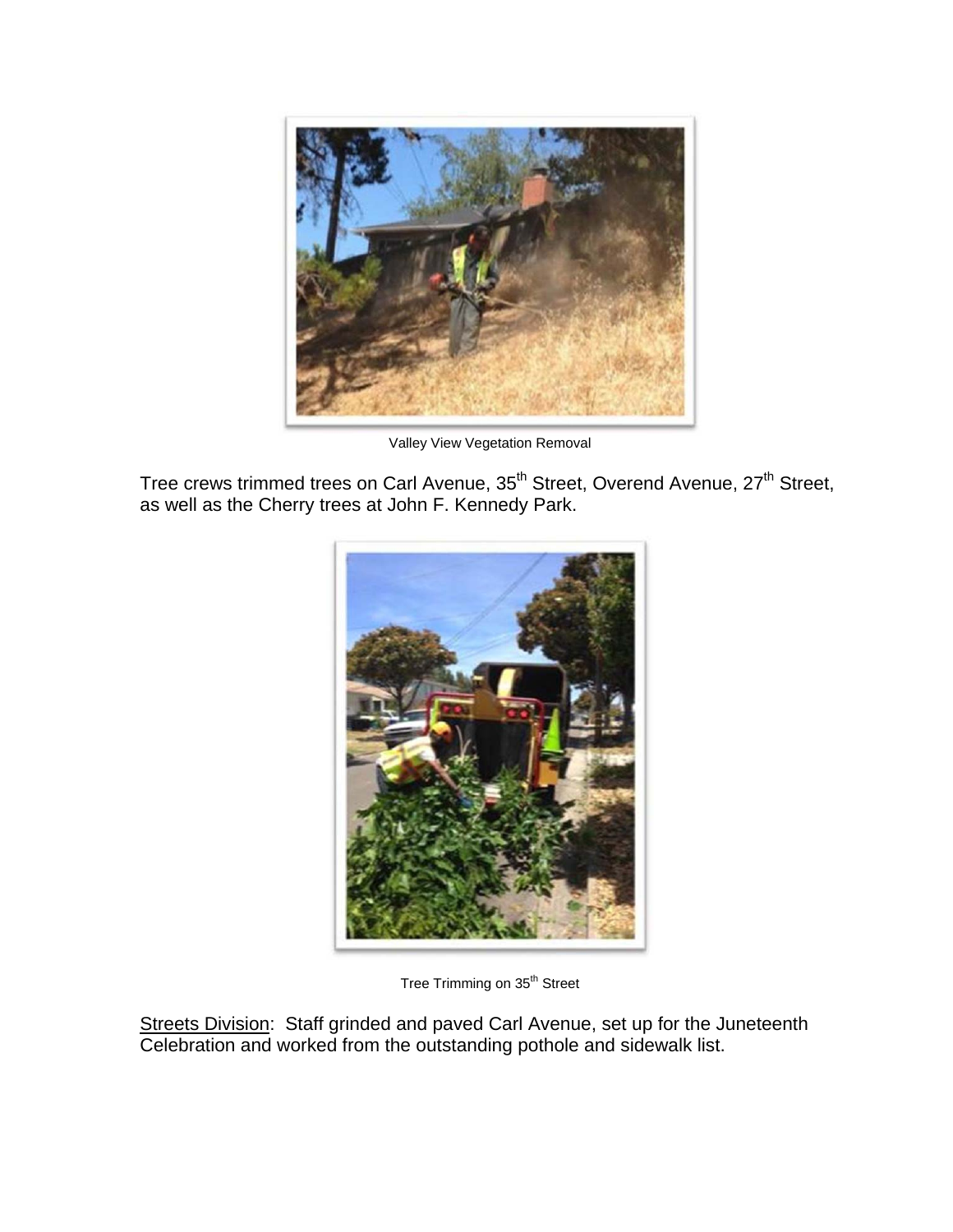Valley View Vegetation Removal

Tree crews trimmed trees on Carl Avenue, 35th Street, Overend Avenue, 27th Street, as well as the Cherry trees at John F. Kennedy Park.

Tree Trimming on 35th Street

<u>Streets Division</u>: Staff grinded and paved Carl Avenue, set up for the Juneteenth Celebration and worked from the outstanding pothole and sidewalk list.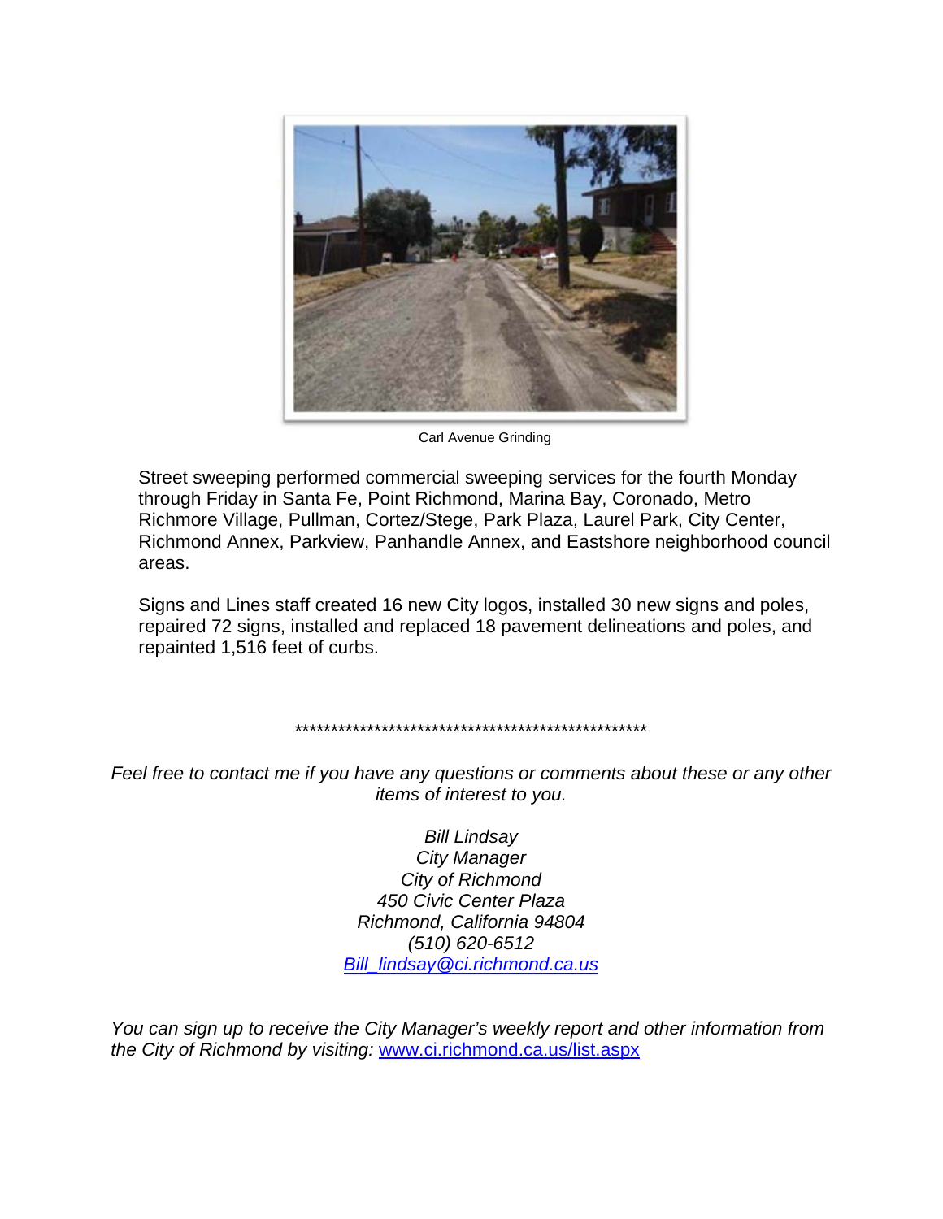Carl Avenue Grinding

Street sweeping performed commercial sweeping services for the fourth Monday through Friday in Santa Fe, Point Richmond, Marina Bay, Coronado, Metro Richmore Village, Pullman, Cortez/Stege, Park Plaza, Laurel Park, City Center, Richmond Annex, Parkview, Panhandle Annex, and Eastshore neighborhood council areas.

Signs and Lines staff created 16 new City logos, installed 30 new signs and poles, repaired 72 signs, installed and replaced 18 pavement delineations and poles, and repainted 1,516 feet of curbs.

***************************************************

*Feel free to contact me if you have any questions or comments about these or any other items of interest to you.*

*Bill Lindsay*
*City Manager*
*City of Richmond*
*450 Civic Center Plaza*
*Richmond, California 94804*
*(510) 620-6512*
*Bill_lindsay@ci.richmond.ca.us*

*You can sign up to receive the City Manager's weekly report and other information from the City of Richmond by visiting:* www.ci.richmond.ca.us/list.aspx